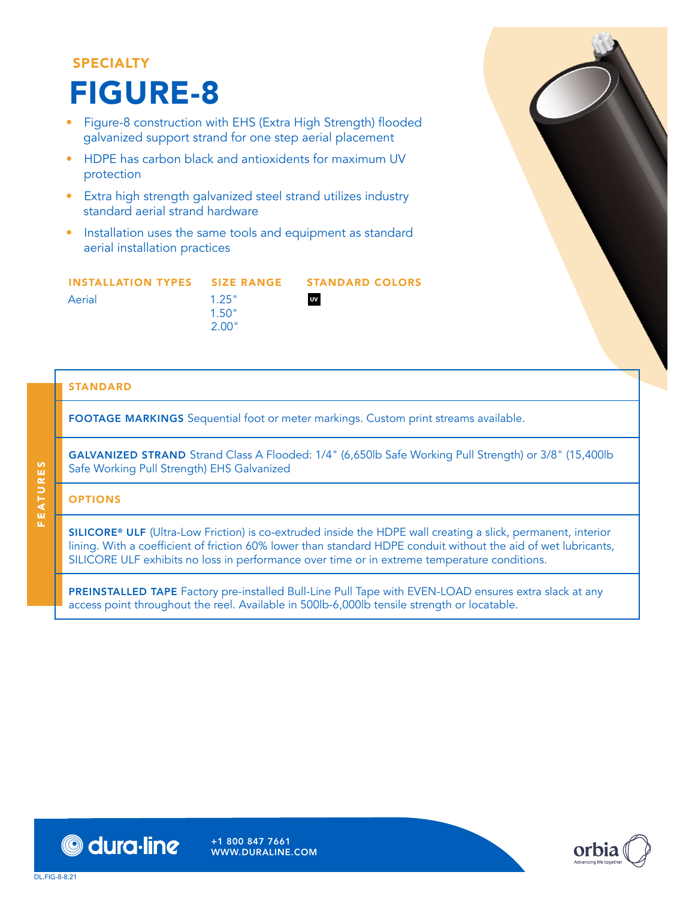SPECIALTY

# FIGURE-8

- Figure-8 construction with EHS (Extra High Strength) flooded galvanized support strand for one step aerial placement
- HDPE has carbon black and antioxidents for maximum UV protection
- Extra high strength galvanized steel strand utilizes industry standard aerial strand hardware
- Installation uses the same tools and equipment as standard aerial installation practices

| INSTALLATION TYPES | SIZE RANGE | STANDARD COLORS |
|---|---|---|
| Aerial | 1.25"<br>1.50"<br>2.00" | UV |

## FEATURES

### STANDARD

**FOOTAGE MARKINGS** Sequential foot or meter markings. Custom print streams available.

**GALVANIZED STRAND** Strand Class A Flooded: 1/4" (6,650lb Safe Working Pull Strength) or 3/8" (15,400lb Safe Working Pull Strength) EHS Galvanized

### OPTIONS

**SILICORE® ULF** (Ultra-Low Friction) is co-extruded inside the HDPE wall creating a slick, permanent, interior lining. With a coefficient of friction 60% lower than standard HDPE conduit without the aid of wet lubricants, SILICORE ULF exhibits no loss in performance over time or in extreme temperature conditions.

**PREINSTALLED TAPE** Factory pre-installed Bull-Line Pull Tape with EVEN-LOAD ensures extra slack at any access point throughout the reel. Available in 500lb-6,000lb tensile strength or locatable.

dura·line

+1 800 847 7661
WWW.DURALINE.COM

orbia
Advancing life together

DL.FIG-8-8.21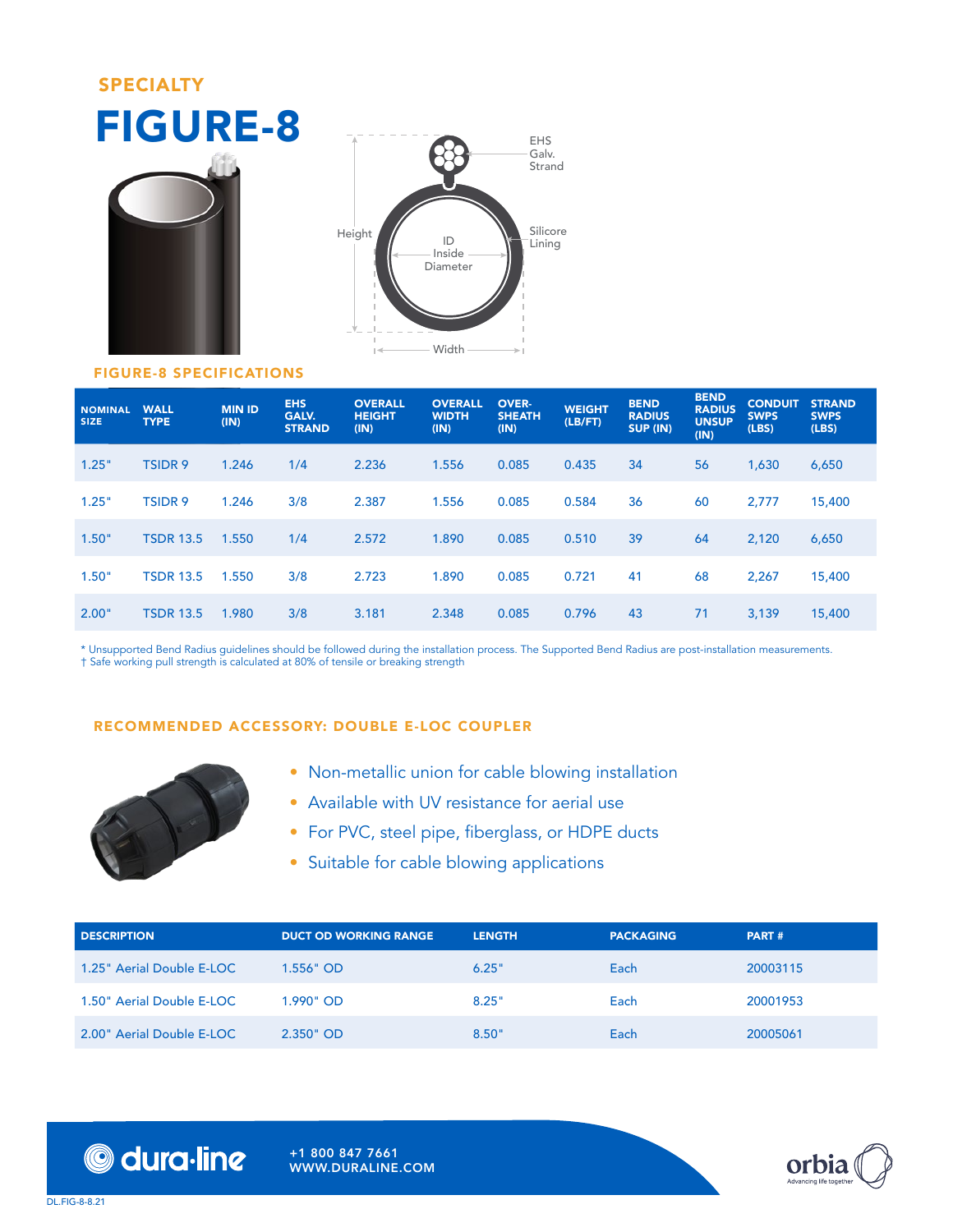## SPECIALTY

# FIGURE-8

EHS Galv. Strand

Silicore Lining

Height

ID Inside Diameter

Width

### FIGURE-8 SPECIFICATIONS

| NOMINAL SIZE | WALL TYPE | MIN ID (IN) | EHS GALV. STRAND | OVERALL HEIGHT (IN) | OVERALL WIDTH (IN) | OVER-SHEATH (IN) | WEIGHT (LB/FT) | BEND RADIUS SUP (IN) | BEND RADIUS UNSUP (IN) | CONDUIT SWPS (LBS) | STRAND SWPS (LBS) |
|---|---|---|---|---|---|---|---|---|---|---|---|
| 1.25" | TSIDR 9 | 1.246 | 1/4 | 2.236 | 1.556 | 0.085 | 0.435 | 34 | 56 | 1,630 | 6,650 |
| 1.25" | TSIDR 9 | 1.246 | 3/8 | 2.387 | 1.556 | 0.085 | 0.584 | 36 | 60 | 2,777 | 15,400 |
| 1.50" | TSDR 13.5 | 1.550 | 1/4 | 2.572 | 1.890 | 0.085 | 0.510 | 39 | 64 | 2,120 | 6,650 |
| 1.50" | TSDR 13.5 | 1.550 | 3/8 | 2.723 | 1.890 | 0.085 | 0.721 | 41 | 68 | 2,267 | 15,400 |
| 2.00" | TSDR 13.5 | 1.980 | 3/8 | 3.181 | 2.348 | 0.085 | 0.796 | 43 | 71 | 3,139 | 15,400 |

* Unsupported Bend Radius guidelines should be followed during the installation process. The Supported Bend Radius are post-installation measurements.
† Safe working pull strength is calculated at 80% of tensile or breaking strength

### RECOMMENDED ACCESSORY: DOUBLE E-LOC COUPLER

- Non-metallic union for cable blowing installation
- Available with UV resistance for aerial use
- For PVC, steel pipe, fiberglass, or HDPE ducts
- Suitable for cable blowing applications

| DESCRIPTION | DUCT OD WORKING RANGE | LENGTH | PACKAGING | PART # |
|---|---|---|---|---|
| 1.25" Aerial Double E-LOC | 1.556" OD | 6.25" | Each | 20003115 |
| 1.50" Aerial Double E-LOC | 1.990" OD | 8.25" | Each | 20001953 |
| 2.00" Aerial Double E-LOC | 2.350" OD | 8.50" | Each | 20005061 |

dura·line

+1 800 847 7661
WWW.DURALINE.COM

orbia
Advancing life together

DL.FIG-8-8.21